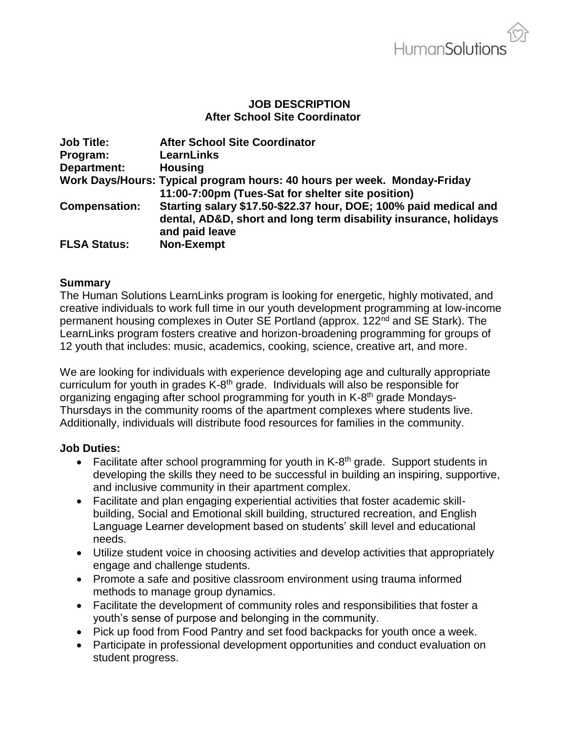# JOB DESCRIPTION
## After School Site Coordinator

**Job Title:** After School Site Coordinator
**Program:** LearnLinks
**Department:** Housing
**Work Days/Hours:** Typical program hours: 40 hours per week. Monday-Friday 11:00-7:00pm (Tues-Sat for shelter site position)
**Compensation:** Starting salary $17.50-$22.37 hour, DOE; 100% paid medical and dental, AD&D, short and long term disability insurance, holidays and paid leave
**FLSA Status:** Non-Exempt

### Summary

The Human Solutions LearnLinks program is looking for energetic, highly motivated, and creative individuals to work full time in our youth development programming at low-income permanent housing complexes in Outer SE Portland (approx. 122nd and SE Stark). The LearnLinks program fosters creative and horizon-broadening programming for groups of 12 youth that includes: music, academics, cooking, science, creative art, and more.

We are looking for individuals with experience developing age and culturally appropriate curriculum for youth in grades K-8th grade. Individuals will also be responsible for organizing engaging after school programming for youth in K-8th grade Mondays-Thursdays in the community rooms of the apartment complexes where students live. Additionally, individuals will distribute food resources for families in the community.

### Job Duties:

- Facilitate after school programming for youth in K-8th grade. Support students in developing the skills they need to be successful in building an inspiring, supportive, and inclusive community in their apartment complex.
- Facilitate and plan engaging experiential activities that foster academic skill-building, Social and Emotional skill building, structured recreation, and English Language Learner development based on students' skill level and educational needs.
- Utilize student voice in choosing activities and develop activities that appropriately engage and challenge students.
- Promote a safe and positive classroom environment using trauma informed methods to manage group dynamics.
- Facilitate the development of community roles and responsibilities that foster a youth's sense of purpose and belonging in the community.
- Pick up food from Food Pantry and set food backpacks for youth once a week.
- Participate in professional development opportunities and conduct evaluation on student progress.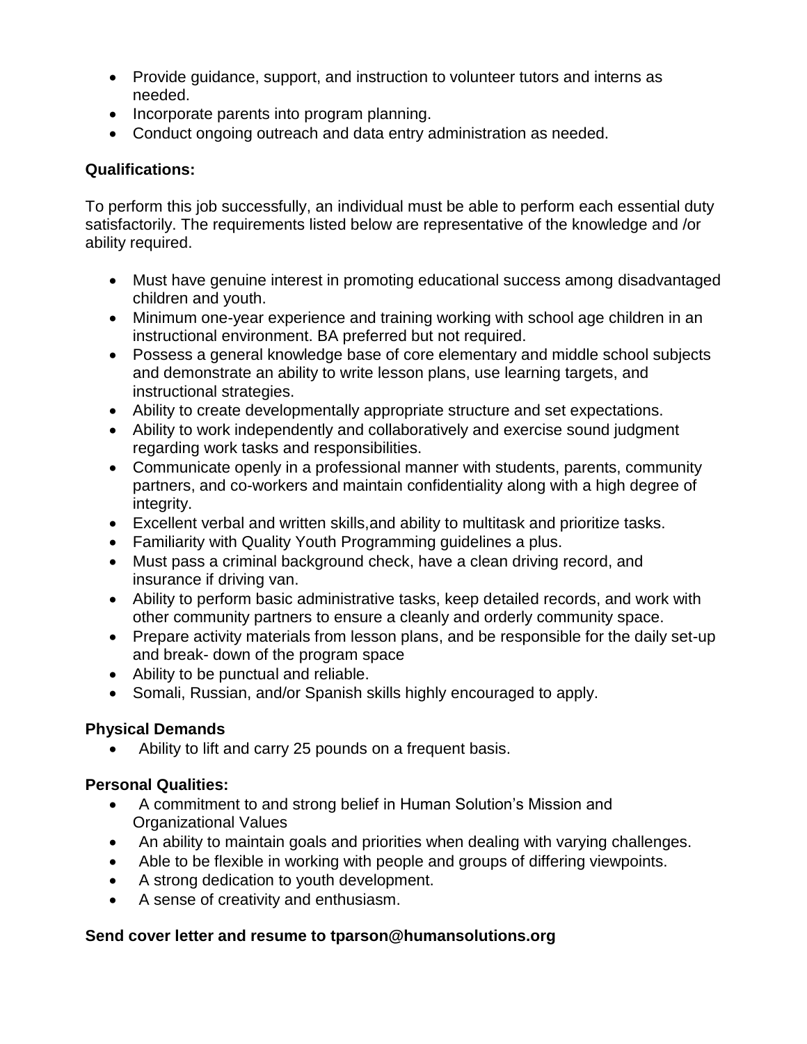- Provide guidance, support, and instruction to volunteer tutors and interns as needed.
- Incorporate parents into program planning.
- Conduct ongoing outreach and data entry administration as needed.

**Qualifications:**

To perform this job successfully, an individual must be able to perform each essential duty satisfactorily. The requirements listed below are representative of the knowledge and /or ability required.

- Must have genuine interest in promoting educational success among disadvantaged children and youth.
- Minimum one-year experience and training working with school age children in an instructional environment. BA preferred but not required.
- Possess a general knowledge base of core elementary and middle school subjects and demonstrate an ability to write lesson plans, use learning targets, and instructional strategies.
- Ability to create developmentally appropriate structure and set expectations.
- Ability to work independently and collaboratively and exercise sound judgment regarding work tasks and responsibilities.
- Communicate openly in a professional manner with students, parents, community partners, and co-workers and maintain confidentiality along with a high degree of integrity.
- Excellent verbal and written skills,and ability to multitask and prioritize tasks.
- Familiarity with Quality Youth Programming guidelines a plus.
- Must pass a criminal background check, have a clean driving record, and insurance if driving van.
- Ability to perform basic administrative tasks, keep detailed records, and work with other community partners to ensure a cleanly and orderly community space.
- Prepare activity materials from lesson plans, and be responsible for the daily set-up and break- down of the program space
- Ability to be punctual and reliable.
- Somali, Russian, and/or Spanish skills highly encouraged to apply.

**Physical Demands**

- Ability to lift and carry 25 pounds on a frequent basis.

**Personal Qualities:**

- A commitment to and strong belief in Human Solution's Mission and Organizational Values
- An ability to maintain goals and priorities when dealing with varying challenges.
- Able to be flexible in working with people and groups of differing viewpoints.
- A strong dedication to youth development.
- A sense of creativity and enthusiasm.

**Send cover letter and resume to tparson@humansolutions.org**